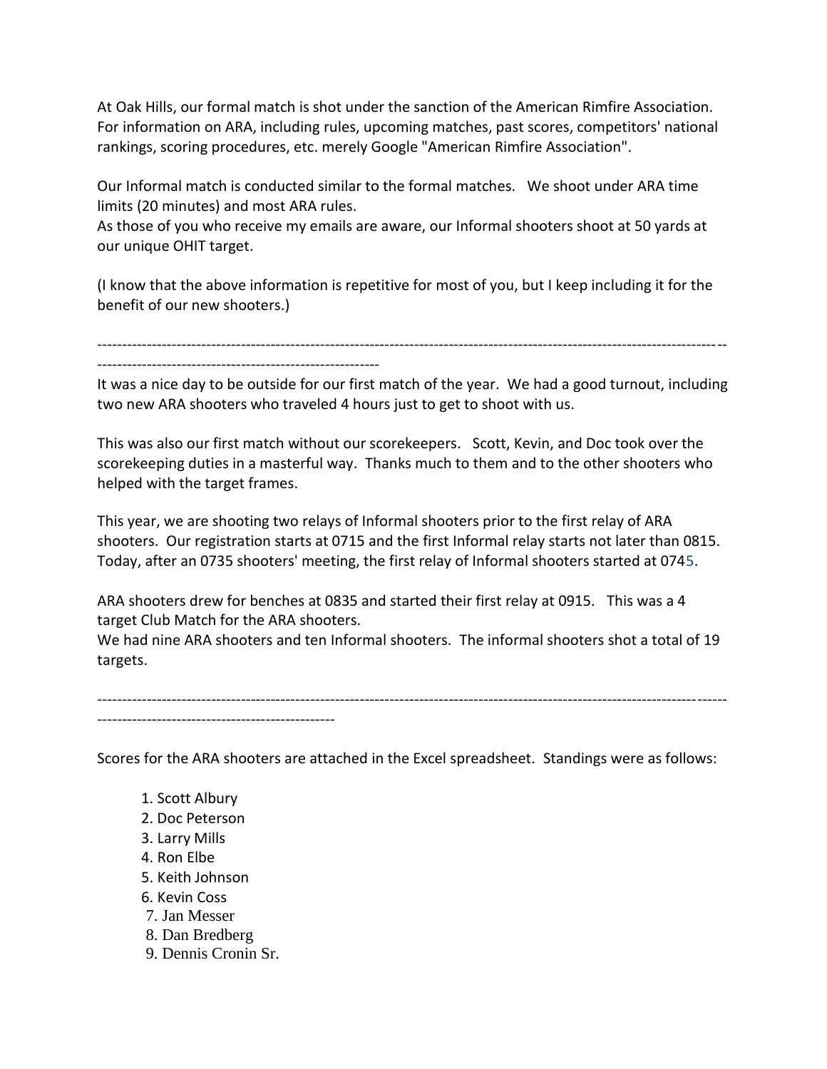At Oak Hills, our formal match is shot under the sanction of the American Rimfire Association. For information on ARA, including rules, upcoming matches, past scores, competitors' national rankings, scoring procedures, etc. merely Google "American Rimfire Association".

Our Informal match is conducted similar to the formal matches. We shoot under ARA time limits (20 minutes) and most ARA rules.
As those of you who receive my emails are aware, our Informal shooters shoot at 50 yards at our unique OHIT target.

(I know that the above information is repetitive for most of you, but I keep including it for the benefit of our new shooters.)

---

It was a nice day to be outside for our first match of the year. We had a good turnout, including two new ARA shooters who traveled 4 hours just to get to shoot with us.

This was also our first match without our scorekeepers. Scott, Kevin, and Doc took over the scorekeeping duties in a masterful way. Thanks much to them and to the other shooters who helped with the target frames.

This year, we are shooting two relays of Informal shooters prior to the first relay of ARA shooters. Our registration starts at 0715 and the first Informal relay starts not later than 0815. Today, after an 0735 shooters' meeting, the first relay of Informal shooters started at 0745.

ARA shooters drew for benches at 0835 and started their first relay at 0915. This was a 4 target Club Match for the ARA shooters.
We had nine ARA shooters and ten Informal shooters. The informal shooters shot a total of 19 targets.

---

Scores for the ARA shooters are attached in the Excel spreadsheet. Standings were as follows:

1. Scott Albury
2. Doc Peterson
3. Larry Mills
4. Ron Elbe
5. Keith Johnson
6. Kevin Coss
7. Jan Messer
8. Dan Bredberg
9. Dennis Cronin Sr.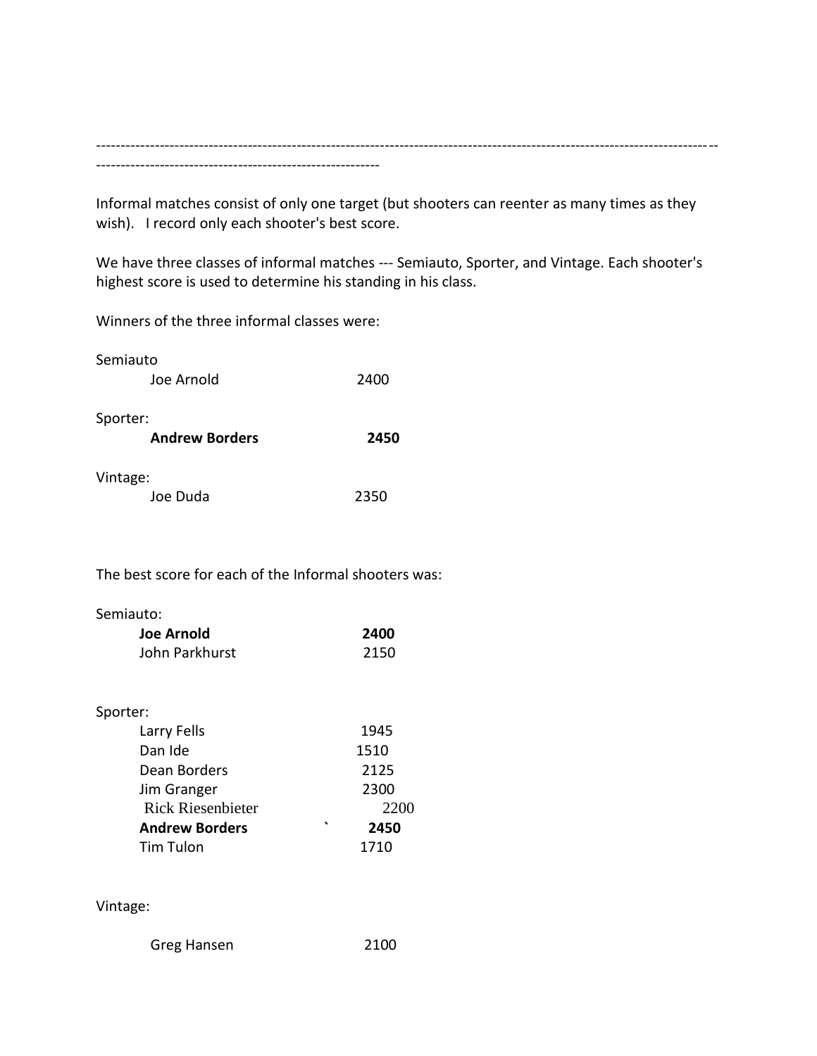---

Informal matches consist of only one target (but shooters can reenter as many times as they wish). I record only each shooter's best score.

We have three classes of informal matches --- Semiauto, Sporter, and Vintage. Each shooter's highest score is used to determine his standing in his class.

Winners of the three informal classes were:

Semiauto

| | |
|---|---|
| Joe Arnold | 2400 |

Sporter:

| | |
|---|---|
| **Andrew Borders** | **2450** |

Vintage:

| | |
|---|---|
| Joe Duda | 2350 |

The best score for each of the Informal shooters was:

Semiauto:

| | |
|---|---|
| **Joe Arnold** | **2400** |
| John Parkhurst | 2150 |

Sporter:

| | |
|---|---|
| Larry Fells | 1945 |
| Dan Ide | 1510 |
| Dean Borders | 2125 |
| Jim Granger | 2300 |
| Rick Riesenbieter | 2200 |
| **Andrew Borders** ` | **2450** |
| Tim Tulon | 1710 |

Vintage:

| | |
|---|---|
| Greg Hansen | 2100 |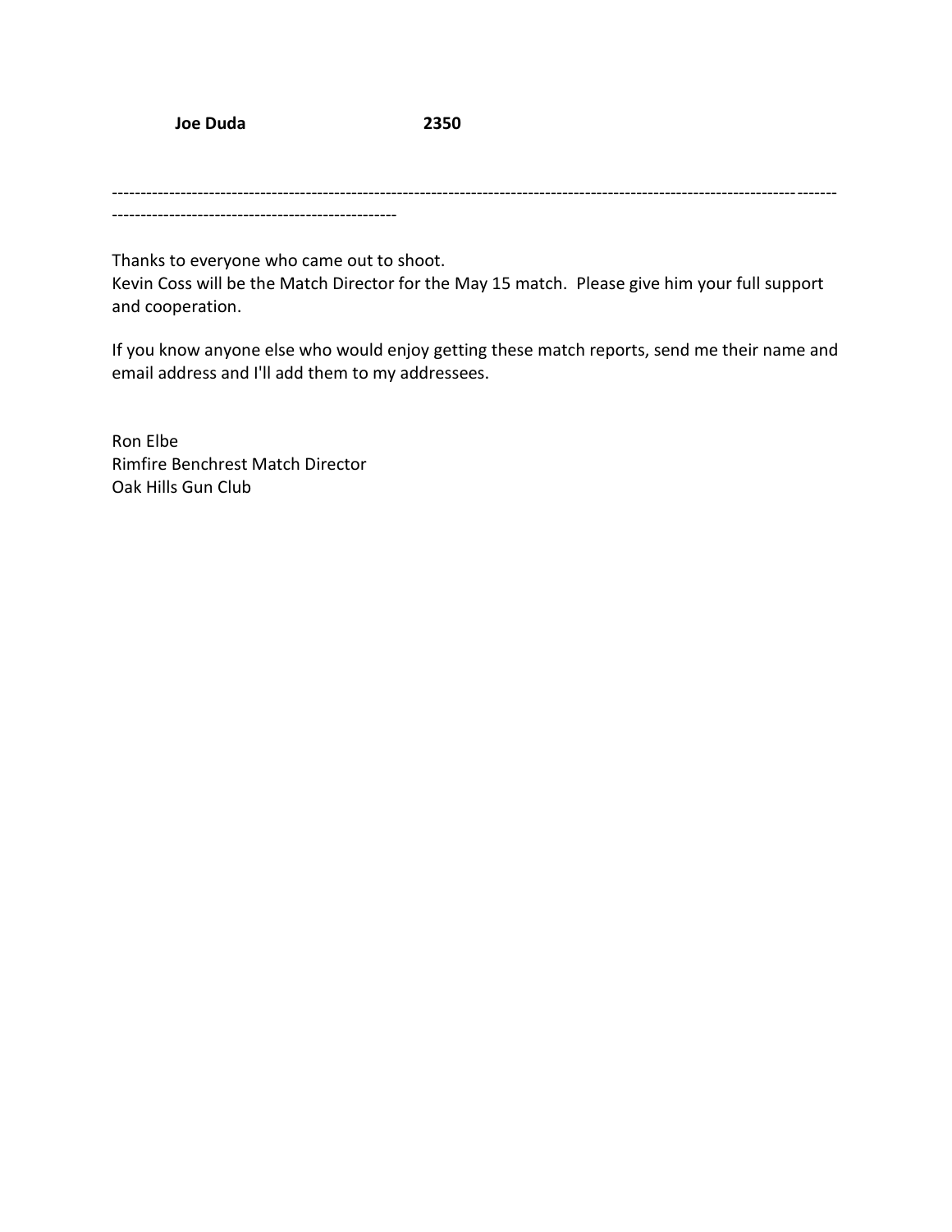| | |
|---|---|
| **Joe Duda** | **2350** |

---

Thanks to everyone who came out to shoot.
Kevin Coss will be the Match Director for the May 15 match. Please give him your full support and cooperation.

If you know anyone else who would enjoy getting these match reports, send me their name and email address and I'll add them to my addressees.

Ron Elbe
Rimfire Benchrest Match Director
Oak Hills Gun Club